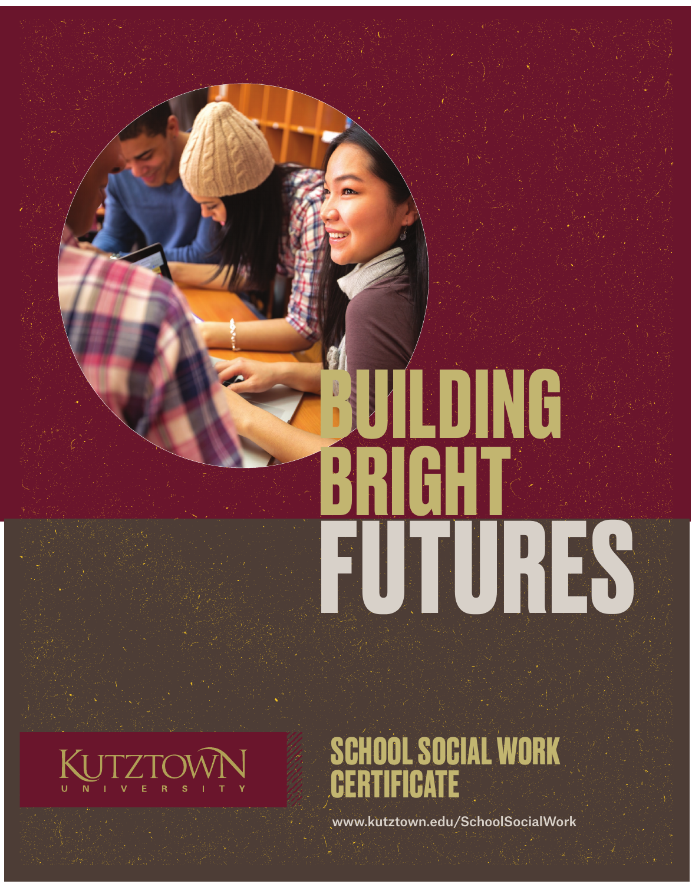# BUILDING BRIGHT FUTURES

Kutztown University

## SCHOOL SOCIAL WORK CERTIFICATE

www.kutztown.edu/SchoolSocialWork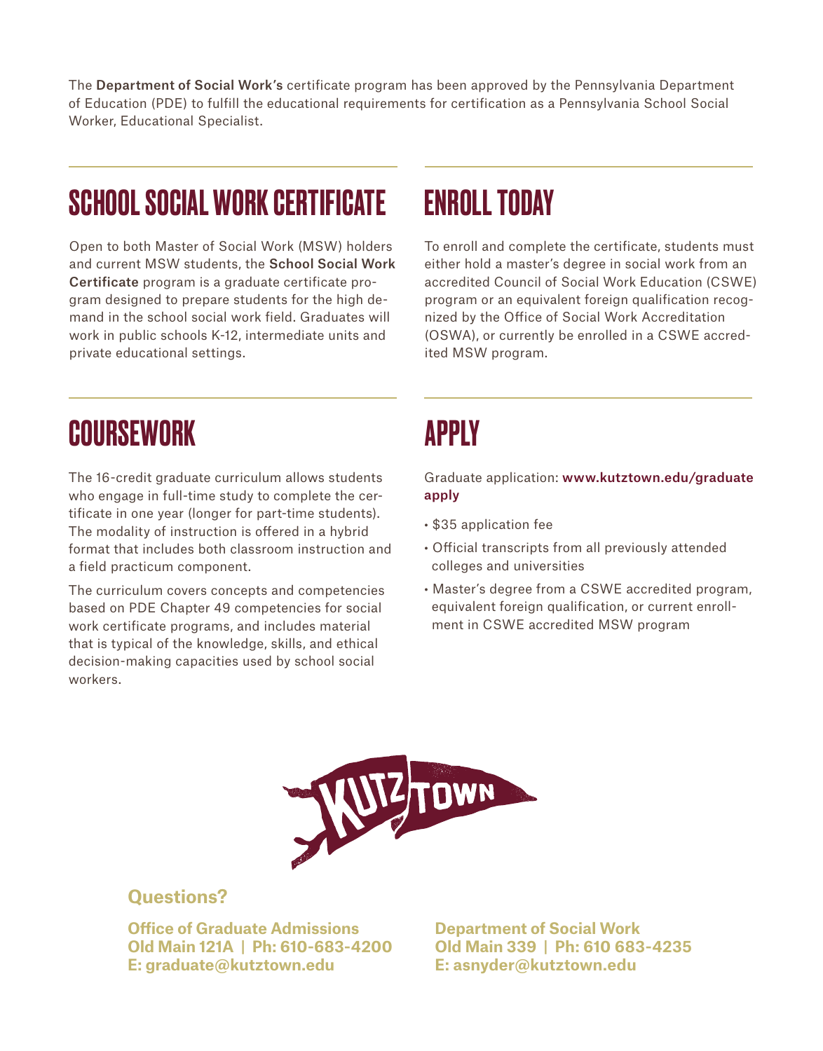The **Department of Social Work's** certificate program has been approved by the Pennsylvania Department of Education (PDE) to fulfill the educational requirements for certification as a Pennsylvania School Social Worker, Educational Specialist.

## SCHOOL SOCIAL WORK CERTIFICATE

Open to both Master of Social Work (MSW) holders and current MSW students, the **School Social Work Certificate** program is a graduate certificate program designed to prepare students for the high demand in the school social work field. Graduates will work in public schools K-12, intermediate units and private educational settings.

## ENROLL TODAY

To enroll and complete the certificate, students must either hold a master's degree in social work from an accredited Council of Social Work Education (CSWE) program or an equivalent foreign qualification recognized by the Office of Social Work Accreditation (OSWA), or currently be enrolled in a CSWE accredited MSW program.

## COURSEWORK

The 16-credit graduate curriculum allows students who engage in full-time study to complete the certificate in one year (longer for part-time students). The modality of instruction is offered in a hybrid format that includes both classroom instruction and a field practicum component.

The curriculum covers concepts and competencies based on PDE Chapter 49 competencies for social work certificate programs, and includes material that is typical of the knowledge, skills, and ethical decision-making capacities used by school social workers.

## APPLY

Graduate application: **www.kutztown.edu/graduateapply**

- $35 application fee
- Official transcripts from all previously attended colleges and universities
- Master's degree from a CSWE accredited program, equivalent foreign qualification, or current enrollment in CSWE accredited MSW program

KUTZTOWN

### Questions?

**Office of Graduate Admissions**
**Old Main 121A | Ph: 610-683-4200**
**E: graduate@kutztown.edu**

**Department of Social Work**
**Old Main 339 | Ph: 610 683-4235**
**E: asnyder@kutztown.edu**